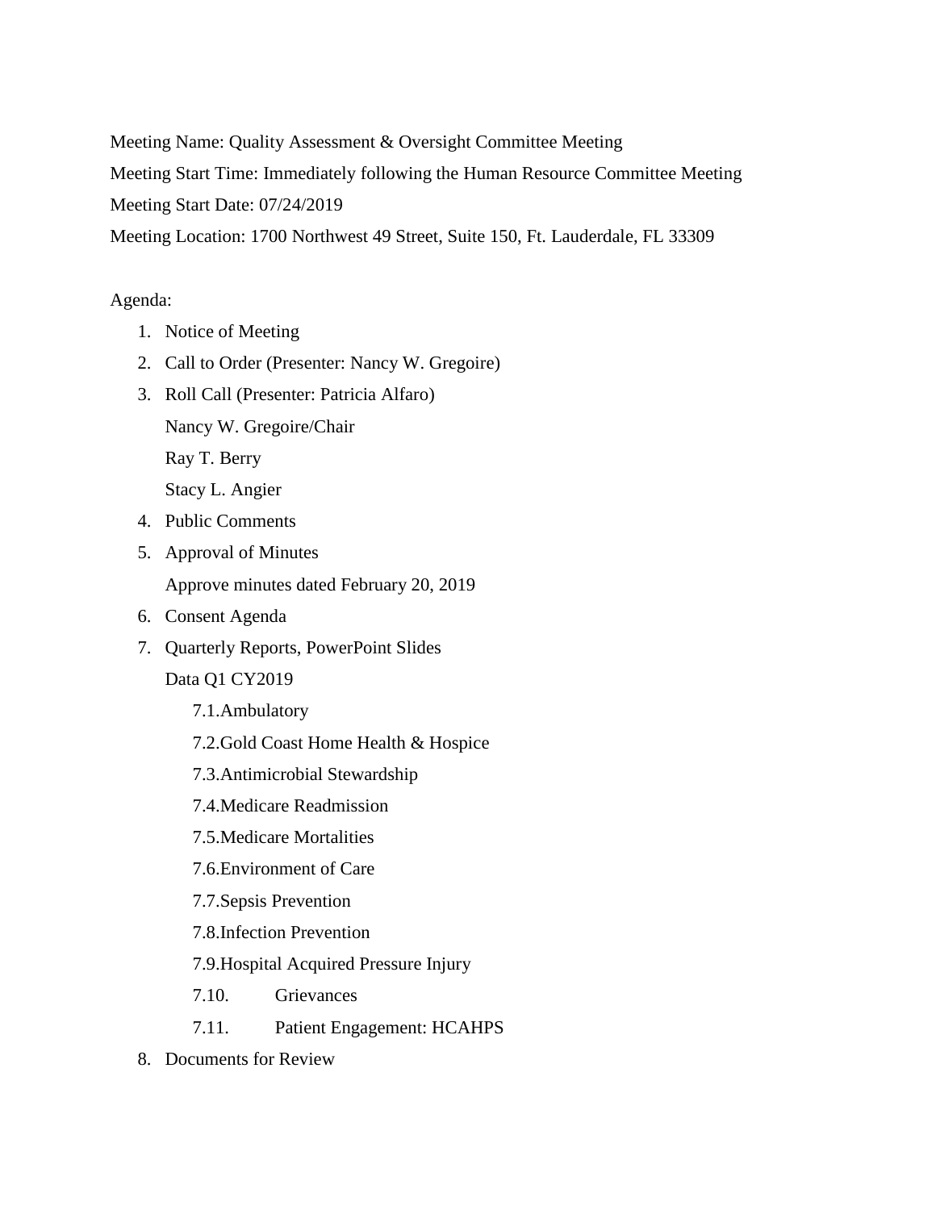Meeting Name: Quality Assessment & Oversight Committee Meeting

Meeting Start Time: Immediately following the Human Resource Committee Meeting

Meeting Start Date: 07/24/2019

Meeting Location: 1700 Northwest 49 Street, Suite 150, Ft. Lauderdale, FL 33309

Agenda:

1. Notice of Meeting
2. Call to Order (Presenter: Nancy W. Gregoire)
3. Roll Call (Presenter: Patricia Alfaro)

   Nancy W. Gregoire/Chair

   Ray T. Berry

   Stacy L. Angier
4. Public Comments
5. Approval of Minutes

   Approve minutes dated February 20, 2019
6. Consent Agenda
7. Quarterly Reports, PowerPoint Slides

   Data Q1 CY2019

   7.1. Ambulatory

   7.2. Gold Coast Home Health & Hospice

   7.3. Antimicrobial Stewardship

   7.4. Medicare Readmission

   7.5. Medicare Mortalities

   7.6. Environment of Care

   7.7. Sepsis Prevention

   7.8. Infection Prevention

   7.9. Hospital Acquired Pressure Injury

   7.10. Grievances

   7.11. Patient Engagement: HCAHPS
8. Documents for Review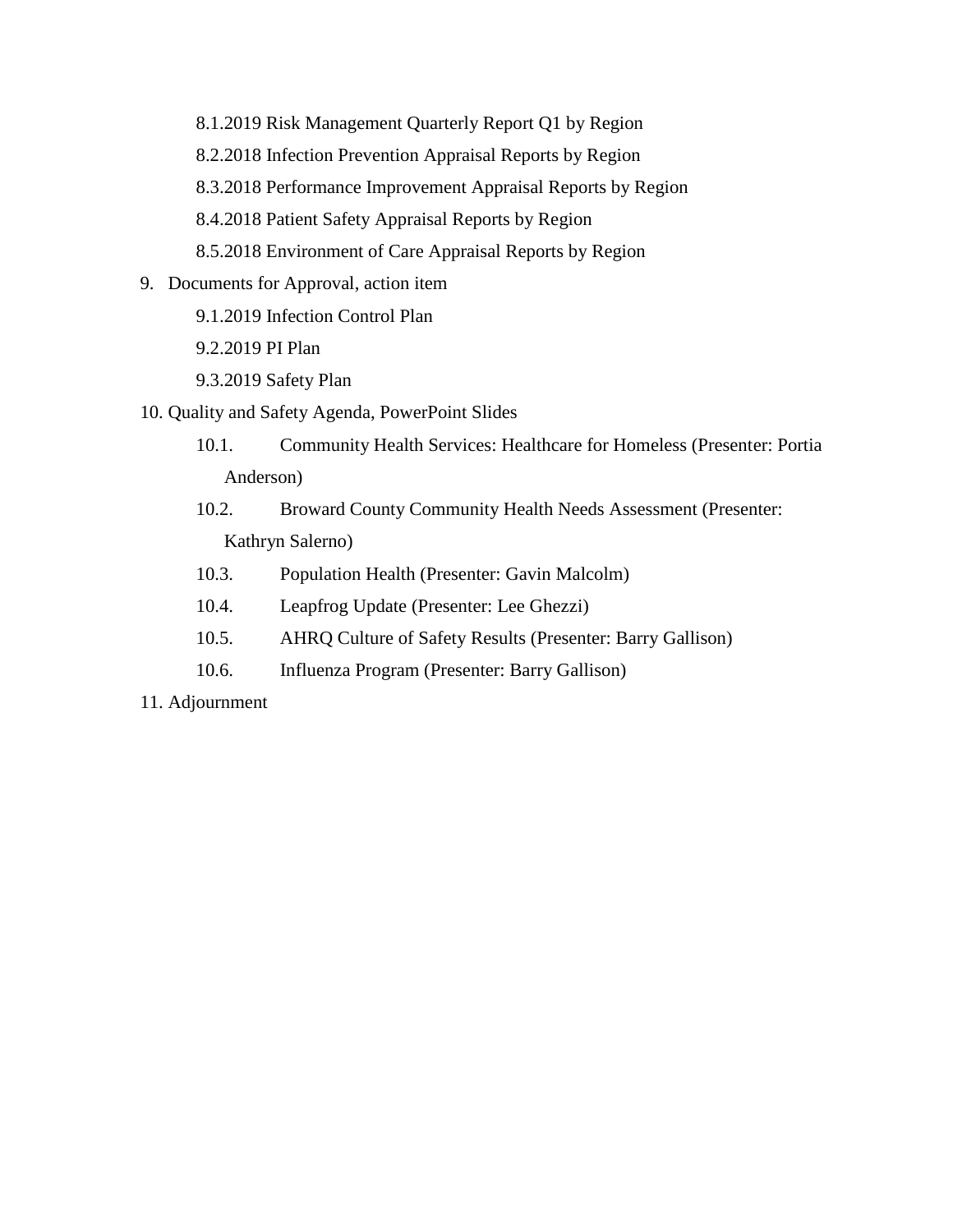8.1.2019 Risk Management Quarterly Report Q1 by Region

8.2.2018 Infection Prevention Appraisal Reports by Region

8.3.2018 Performance Improvement Appraisal Reports by Region

8.4.2018 Patient Safety Appraisal Reports by Region

8.5.2018 Environment of Care Appraisal Reports by Region

9. Documents for Approval, action item

    9.1.2019 Infection Control Plan

    9.2.2019 PI Plan

    9.3.2019 Safety Plan

10. Quality and Safety Agenda, PowerPoint Slides

    10.1. Community Health Services: Healthcare for Homeless (Presenter: Portia Anderson)

    10.2. Broward County Community Health Needs Assessment (Presenter: Kathryn Salerno)

    10.3. Population Health (Presenter: Gavin Malcolm)

    10.4. Leapfrog Update (Presenter: Lee Ghezzi)

    10.5. AHRQ Culture of Safety Results (Presenter: Barry Gallison)

    10.6. Influenza Program (Presenter: Barry Gallison)

11. Adjournment